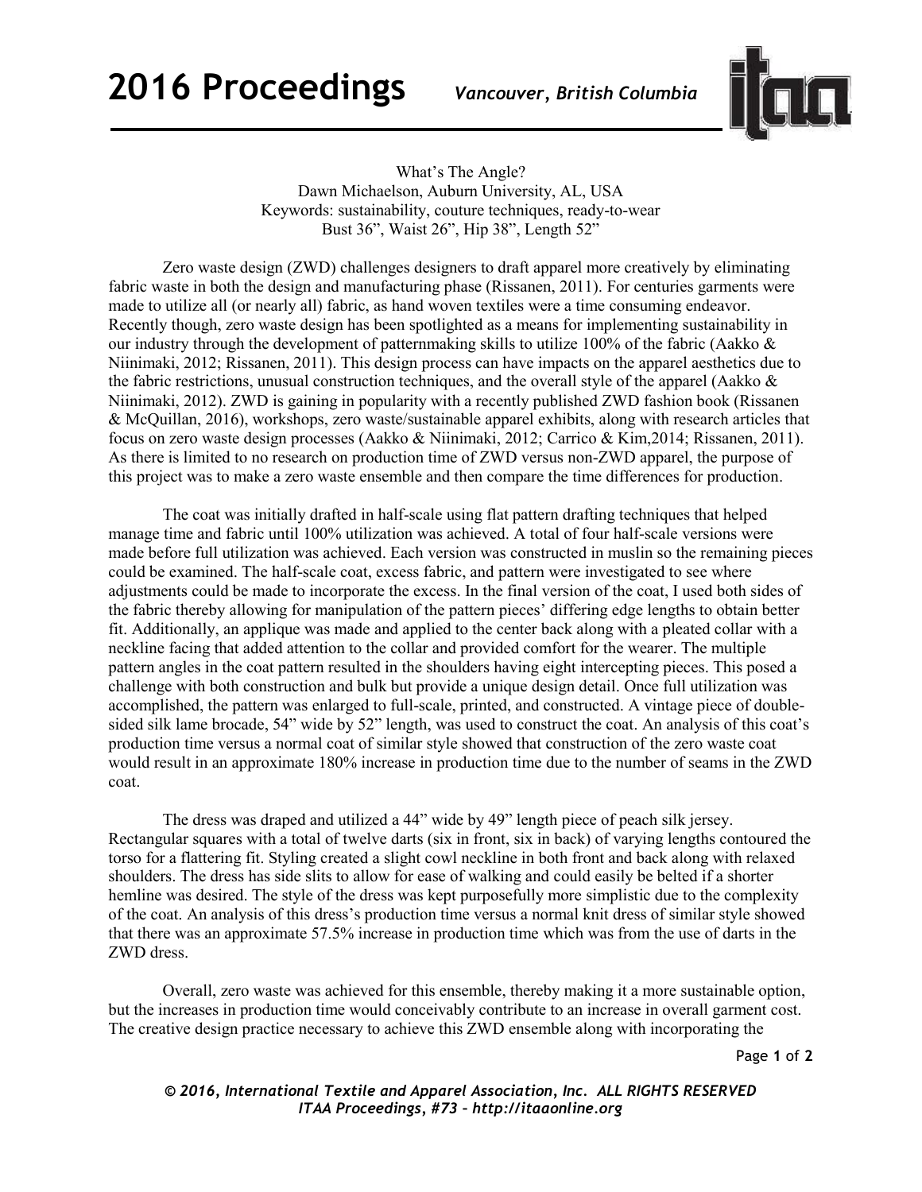# What's The Angle?

Dawn Michaelson, Auburn University, AL, USA

Keywords: sustainability, couture techniques, ready-to-wear

Bust 36", Waist 26", Hip 38", Length 52"

Zero waste design (ZWD) challenges designers to draft apparel more creatively by eliminating fabric waste in both the design and manufacturing phase (Rissanen, 2011). For centuries garments were made to utilize all (or nearly all) fabric, as hand woven textiles were a time consuming endeavor. Recently though, zero waste design has been spotlighted as a means for implementing sustainability in our industry through the development of patternmaking skills to utilize 100% of the fabric (Aakko & Niinimaki, 2012; Rissanen, 2011). This design process can have impacts on the apparel aesthetics due to the fabric restrictions, unusual construction techniques, and the overall style of the apparel (Aakko & Niinimaki, 2012). ZWD is gaining in popularity with a recently published ZWD fashion book (Rissanen & McQuillan, 2016), workshops, zero waste/sustainable apparel exhibits, along with research articles that focus on zero waste design processes (Aakko & Niinimaki, 2012; Carrico & Kim,2014; Rissanen, 2011). As there is limited to no research on production time of ZWD versus non-ZWD apparel, the purpose of this project was to make a zero waste ensemble and then compare the time differences for production.

The coat was initially drafted in half-scale using flat pattern drafting techniques that helped manage time and fabric until 100% utilization was achieved. A total of four half-scale versions were made before full utilization was achieved. Each version was constructed in muslin so the remaining pieces could be examined. The half-scale coat, excess fabric, and pattern were investigated to see where adjustments could be made to incorporate the excess. In the final version of the coat, I used both sides of the fabric thereby allowing for manipulation of the pattern pieces' differing edge lengths to obtain better fit. Additionally, an applique was made and applied to the center back along with a pleated collar with a neckline facing that added attention to the collar and provided comfort for the wearer. The multiple pattern angles in the coat pattern resulted in the shoulders having eight intercepting pieces. This posed a challenge with both construction and bulk but provide a unique design detail. Once full utilization was accomplished, the pattern was enlarged to full-scale, printed, and constructed. A vintage piece of double-sided silk lame brocade, 54" wide by 52" length, was used to construct the coat. An analysis of this coat's production time versus a normal coat of similar style showed that construction of the zero waste coat would result in an approximate 180% increase in production time due to the number of seams in the ZWD coat.

The dress was draped and utilized a 44" wide by 49" length piece of peach silk jersey. Rectangular squares with a total of twelve darts (six in front, six in back) of varying lengths contoured the torso for a flattering fit. Styling created a slight cowl neckline in both front and back along with relaxed shoulders. The dress has side slits to allow for ease of walking and could easily be belted if a shorter hemline was desired. The style of the dress was kept purposefully more simplistic due to the complexity of the coat. An analysis of this dress's production time versus a normal knit dress of similar style showed that there was an approximate 57.5% increase in production time which was from the use of darts in the ZWD dress.

Overall, zero waste was achieved for this ensemble, thereby making it a more sustainable option, but the increases in production time would conceivably contribute to an increase in overall garment cost. The creative design practice necessary to achieve this ZWD ensemble along with incorporating the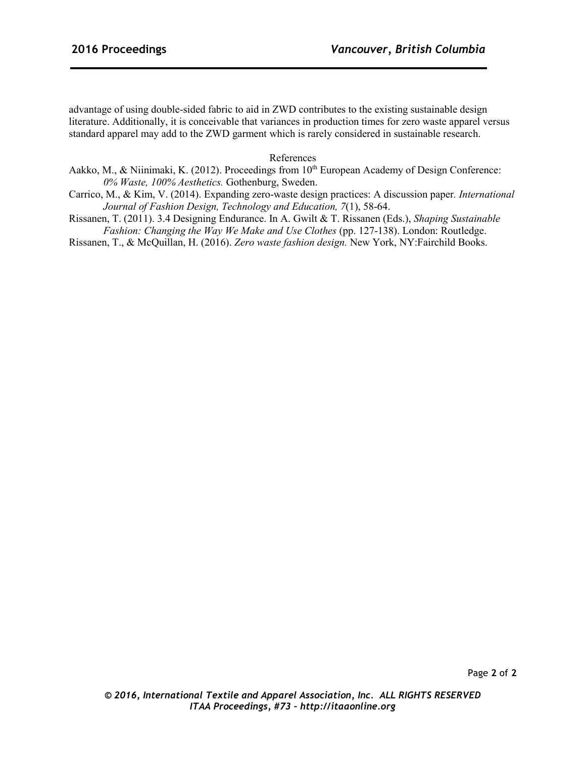advantage of using double-sided fabric to aid in ZWD contributes to the existing sustainable design literature. Additionally, it is conceivable that variances in production times for zero waste apparel versus standard apparel may add to the ZWD garment which is rarely considered in sustainable research.

## References

Aakko, M., & Niinimaki, K. (2012). Proceedings from 10th European Academy of Design Conference: *0% Waste, 100% Aesthetics.* Gothenburg, Sweden.

Carrico, M., & Kim, V. (2014). Expanding zero-waste design practices: A discussion paper. *International Journal of Fashion Design, Technology and Education, 7*(1), 58-64.

Rissanen, T. (2011). 3.4 Designing Endurance. In A. Gwilt & T. Rissanen (Eds.), *Shaping Sustainable Fashion: Changing the Way We Make and Use Clothes* (pp. 127-138). London: Routledge.

Rissanen, T., & McQuillan, H. (2016). *Zero waste fashion design.* New York, NY:Fairchild Books.